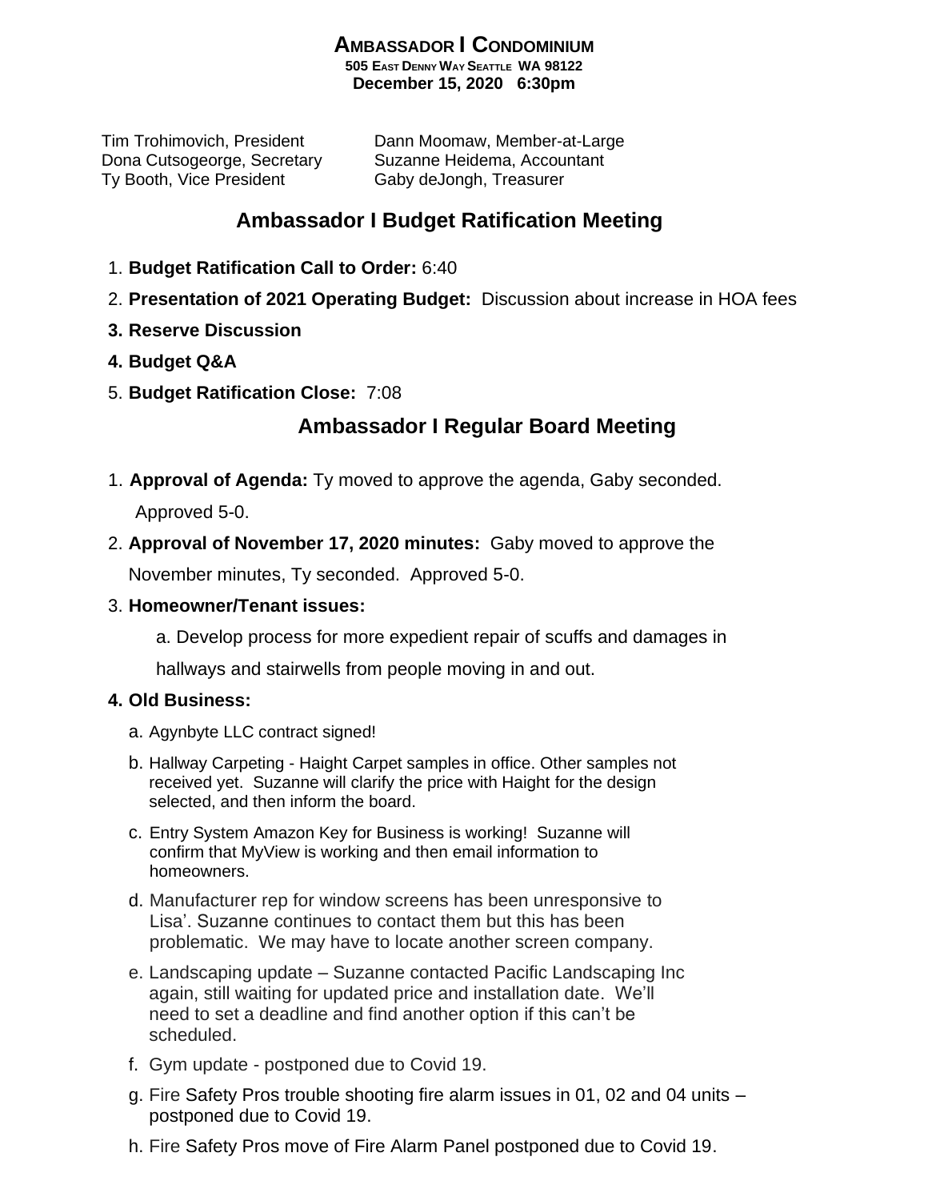# AMBASSADOR I CONDOMINIUM

**505 EAST DENNY WAY SEATTLE WA 98122**

**December 15, 2020 6:30pm**

Tim Trohimovich, President
Dona Cutsogeorge, Secretary
Ty Booth, Vice President
Dann Moomaw, Member-at-Large
Suzanne Heidema, Accountant
Gaby deJongh, Treasurer

## Ambassador I Budget Ratification Meeting

1. **Budget Ratification Call to Order:** 6:40
2. **Presentation of 2021 Operating Budget:** Discussion about increase in HOA fees
3. **Reserve Discussion**
4. **Budget Q&A**
5. **Budget Ratification Close:** 7:08

## Ambassador I Regular Board Meeting

1. **Approval of Agenda:** Ty moved to approve the agenda, Gaby seconded. Approved 5-0.
2. **Approval of November 17, 2020 minutes:** Gaby moved to approve the November minutes, Ty seconded. Approved 5-0.
3. **Homeowner/Tenant issues:**

   a. Develop process for more expedient repair of scuffs and damages in hallways and stairwells from people moving in and out.

4. **Old Business:**

   a. Agynbyte LLC contract signed!

   b. Hallway Carpeting - Haight Carpet samples in office. Other samples not received yet. Suzanne will clarify the price with Haight for the design selected, and then inform the board.

   c. Entry System Amazon Key for Business is working! Suzanne will confirm that MyView is working and then email information to homeowners.

   d. Manufacturer rep for window screens has been unresponsive to Lisa'. Suzanne continues to contact them but this has been problematic. We may have to locate another screen company.

   e. Landscaping update – Suzanne contacted Pacific Landscaping Inc again, still waiting for updated price and installation date. We'll need to set a deadline and find another option if this can't be scheduled.

   f. Gym update - postponed due to Covid 19.

   g. Fire Safety Pros trouble shooting fire alarm issues in 01, 02 and 04 units – postponed due to Covid 19.

   h. Fire Safety Pros move of Fire Alarm Panel postponed due to Covid 19.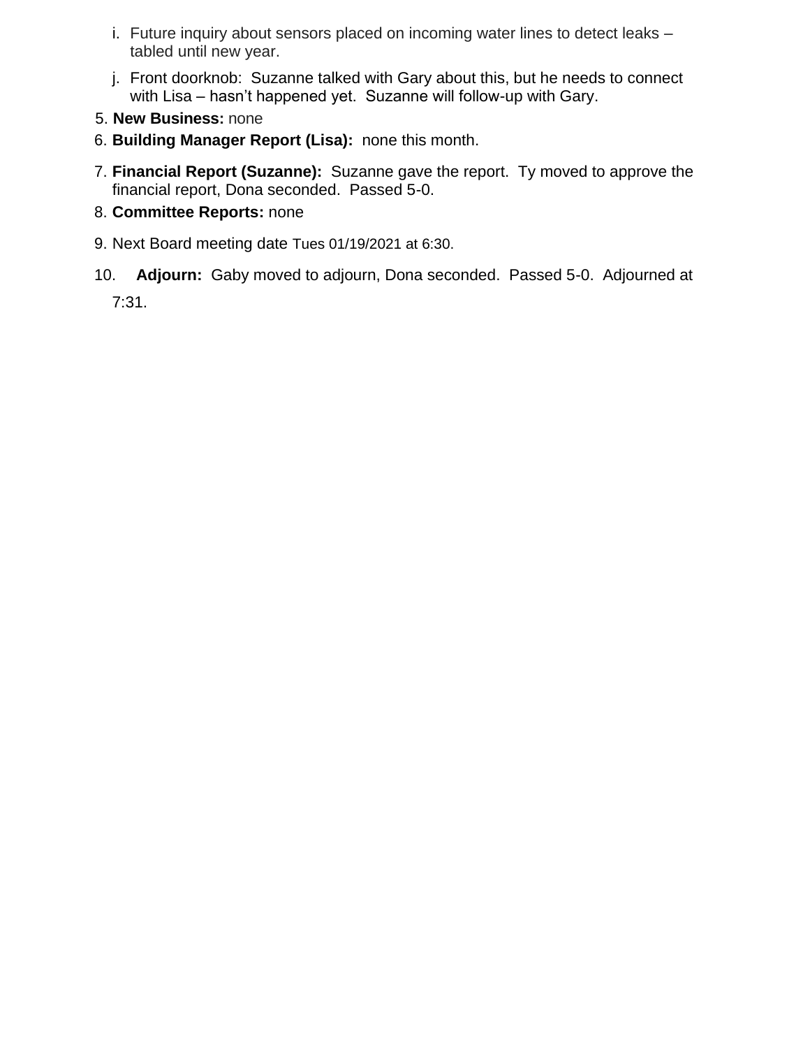i. Future inquiry about sensors placed on incoming water lines to detect leaks – tabled until new year.

j. Front doorknob: Suzanne talked with Gary about this, but he needs to connect with Lisa – hasn't happened yet. Suzanne will follow-up with Gary.

5. **New Business:** none
6. **Building Manager Report (Lisa):** none this month.
7. **Financial Report (Suzanne):** Suzanne gave the report. Ty moved to approve the financial report, Dona seconded. Passed 5-0.
8. **Committee Reports:** none
9. Next Board meeting date Tues 01/19/2021 at 6:30.
10. **Adjourn:** Gaby moved to adjourn, Dona seconded. Passed 5-0. Adjourned at 7:31.